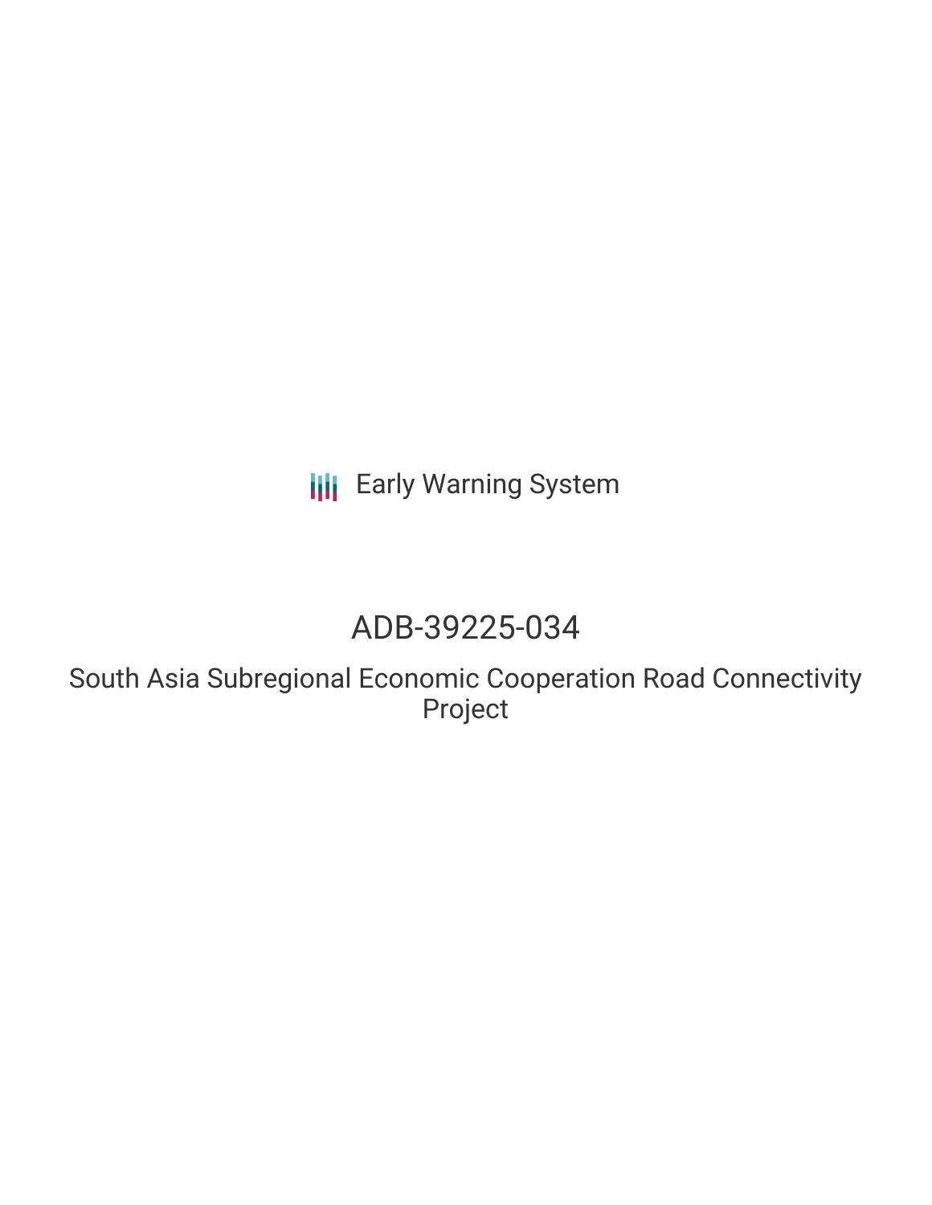Early Warning System

# ADB-39225-034

## South Asia Subregional Economic Cooperation Road Connectivity Project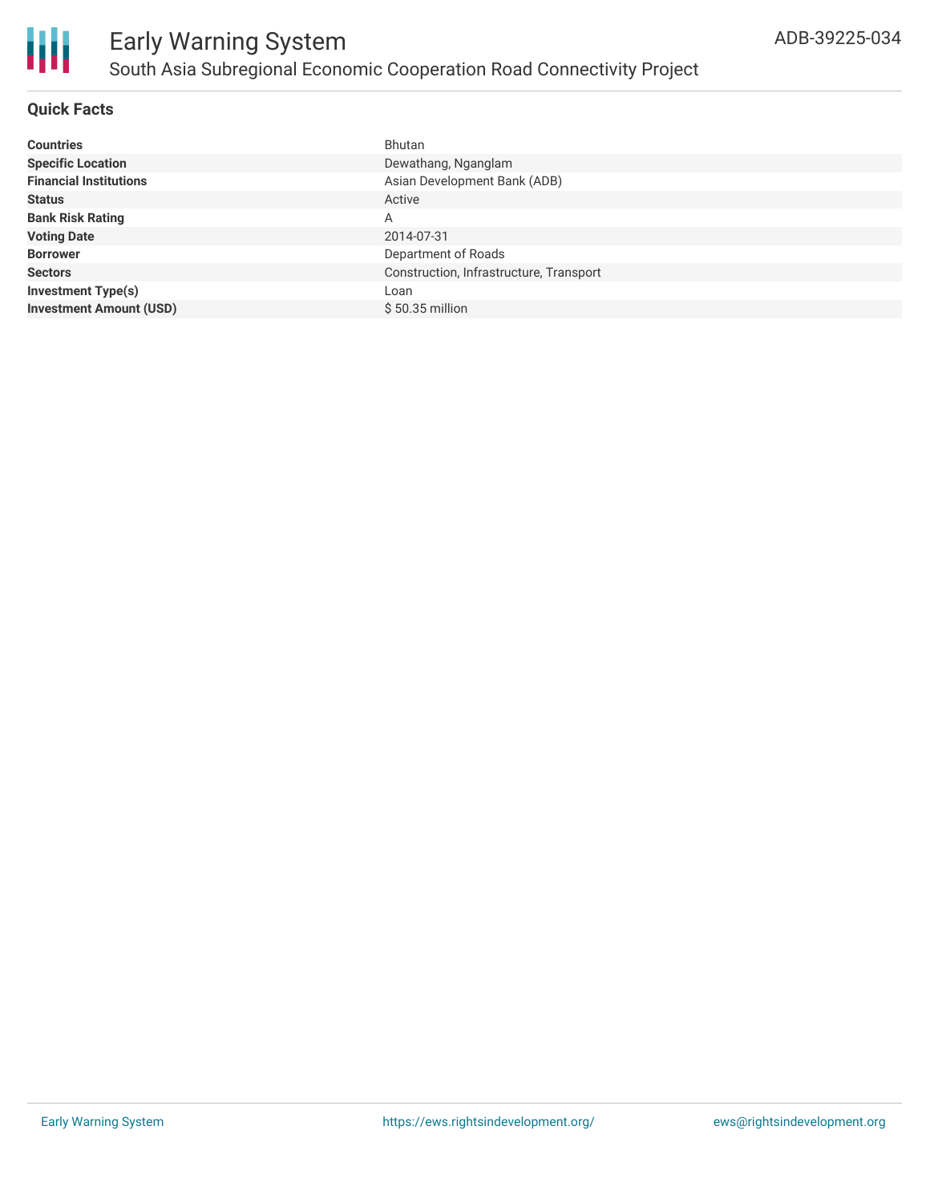# Early Warning System

## South Asia Subregional Economic Cooperation Road Connectivity Project

ADB-39225-034

### Quick Facts

| | |
|---|---|
| **Countries** | Bhutan |
| **Specific Location** | Dewathang, Nganglam |
| **Financial Institutions** | Asian Development Bank (ADB) |
| **Status** | Active |
| **Bank Risk Rating** | A |
| **Voting Date** | 2014-07-31 |
| **Borrower** | Department of Roads |
| **Sectors** | Construction, Infrastructure, Transport |
| **Investment Type(s)** | Loan |
| **Investment Amount (USD)** | $ 50.35 million |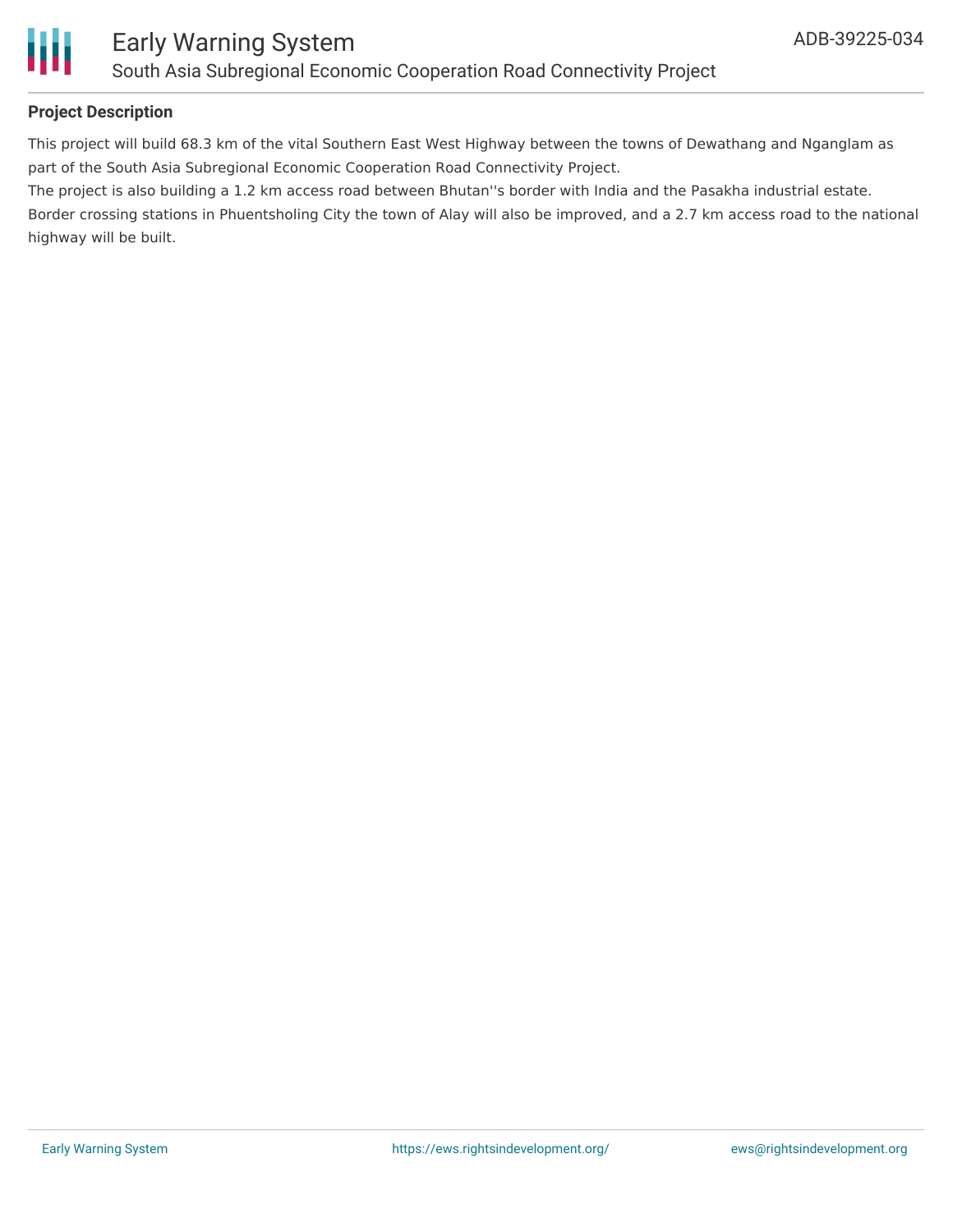**Project Description**

This project will build 68.3 km of the vital Southern East West Highway between the towns of Dewathang and Nganglam as part of the South Asia Subregional Economic Cooperation Road Connectivity Project.

The project is also building a 1.2 km access road between Bhutan''s border with India and the Pasakha industrial estate. Border crossing stations in Phuentsholing City the town of Alay will also be improved, and a 2.7 km access road to the national highway will be built.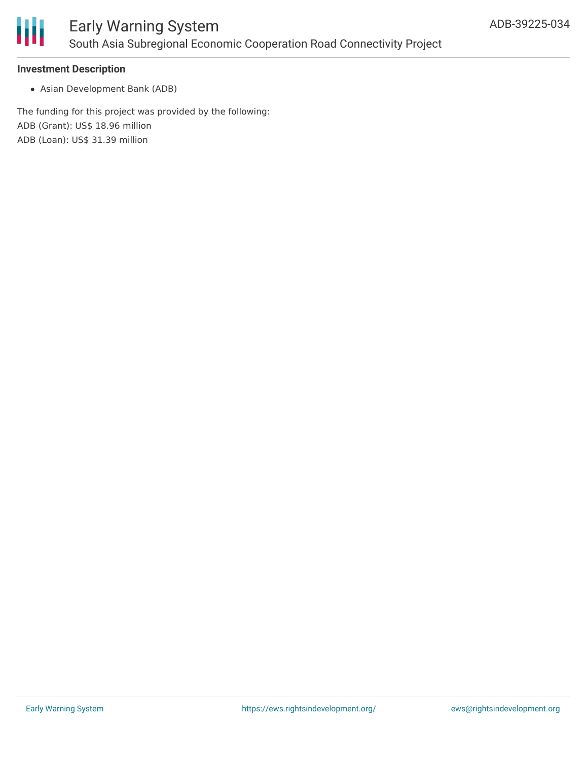### Investment Description

- Asian Development Bank (ADB)

The funding for this project was provided by the following:
ADB (Grant): US$ 18.96 million
ADB (Loan): US$ 31.39 million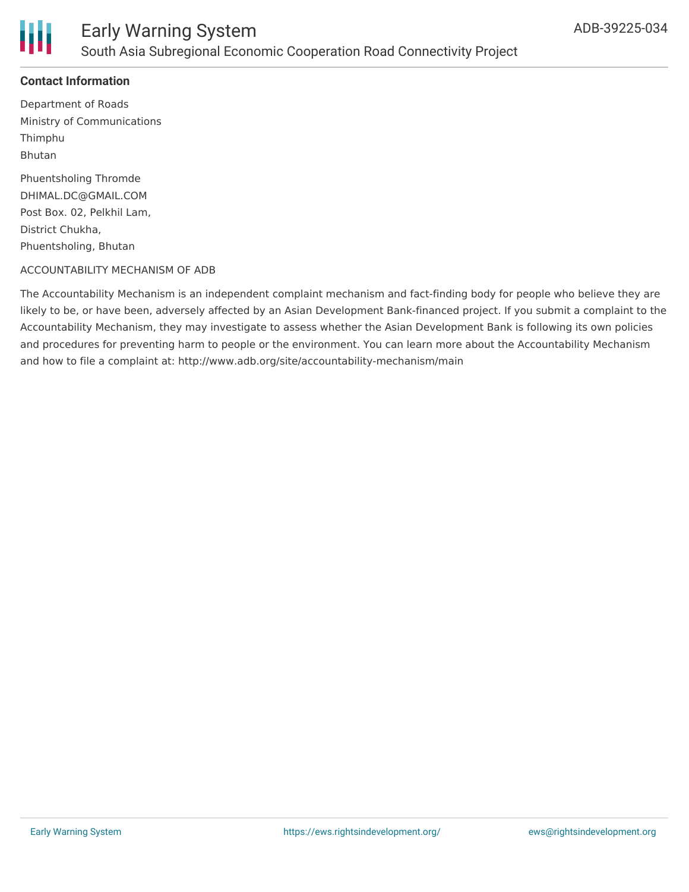**Contact Information**

Department of Roads
Ministry of Communications
Thimphu
Bhutan

Phuentsholing Thromde
DHIMAL.DC@GMAIL.COM
Post Box. 02, Pelkhil Lam,
District Chukha,
Phuentsholing, Bhutan

ACCOUNTABILITY MECHANISM OF ADB

The Accountability Mechanism is an independent complaint mechanism and fact-finding body for people who believe they are likely to be, or have been, adversely affected by an Asian Development Bank-financed project. If you submit a complaint to the Accountability Mechanism, they may investigate to assess whether the Asian Development Bank is following its own policies and procedures for preventing harm to people or the environment. You can learn more about the Accountability Mechanism and how to file a complaint at: http://www.adb.org/site/accountability-mechanism/main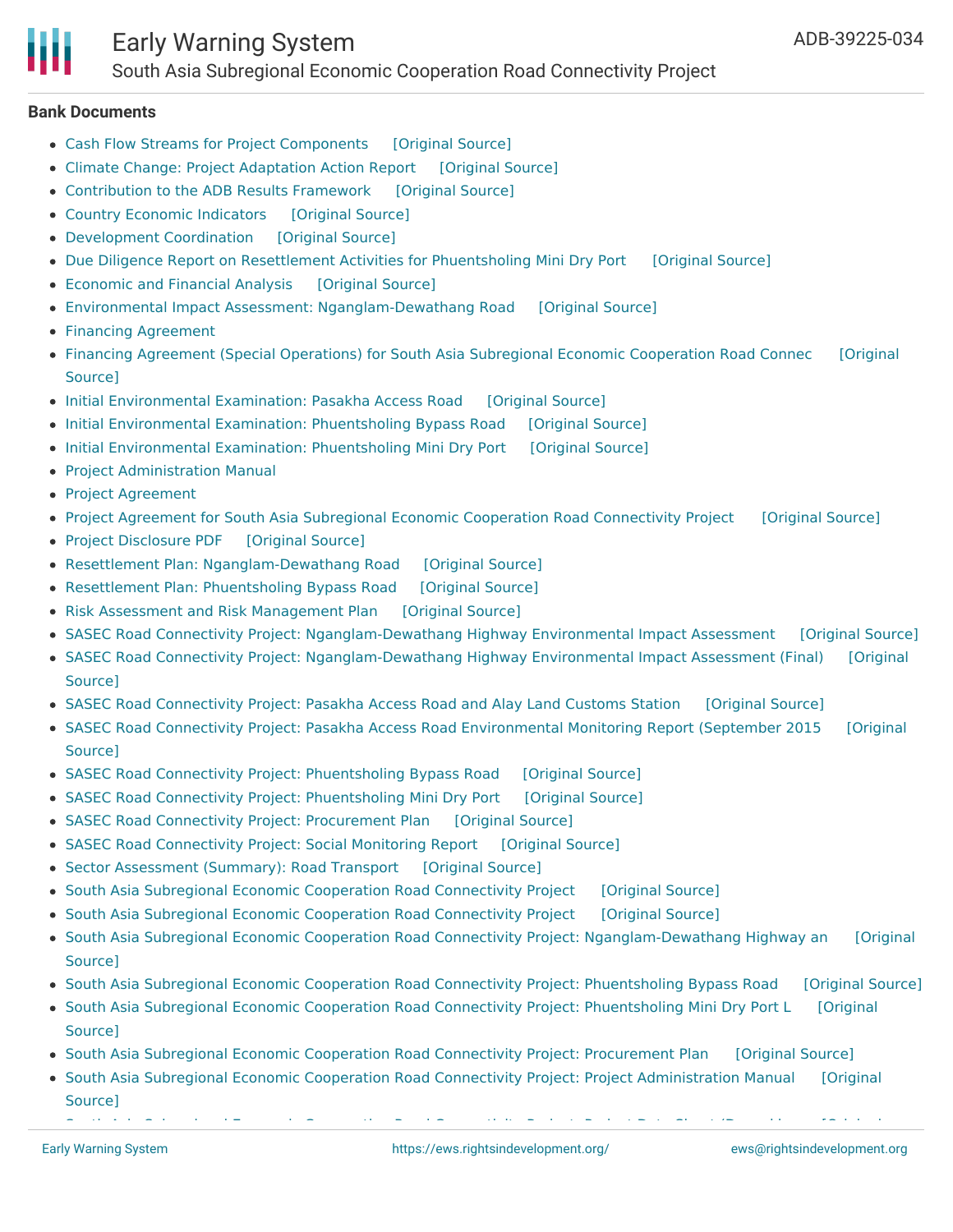## Bank Documents

- Cash Flow Streams for Project Components [Original Source]
- Climate Change: Project Adaptation Action Report [Original Source]
- Contribution to the ADB Results Framework [Original Source]
- Country Economic Indicators [Original Source]
- Development Coordination [Original Source]
- Due Diligence Report on Resettlement Activities for Phuentsholing Mini Dry Port [Original Source]
- Economic and Financial Analysis [Original Source]
- Environmental Impact Assessment: Nganglam-Dewathang Road [Original Source]
- Financing Agreement
- Financing Agreement (Special Operations) for South Asia Subregional Economic Cooperation Road Connec [Original Source]
- Initial Environmental Examination: Pasakha Access Road [Original Source]
- Initial Environmental Examination: Phuentsholing Bypass Road [Original Source]
- Initial Environmental Examination: Phuentsholing Mini Dry Port [Original Source]
- Project Administration Manual
- Project Agreement
- Project Agreement for South Asia Subregional Economic Cooperation Road Connectivity Project [Original Source]
- Project Disclosure PDF [Original Source]
- Resettlement Plan: Nganglam-Dewathang Road [Original Source]
- Resettlement Plan: Phuentsholing Bypass Road [Original Source]
- Risk Assessment and Risk Management Plan [Original Source]
- SASEC Road Connectivity Project: Nganglam-Dewathang Highway Environmental Impact Assessment [Original Source]
- SASEC Road Connectivity Project: Nganglam-Dewathang Highway Environmental Impact Assessment (Final) [Original Source]
- SASEC Road Connectivity Project: Pasakha Access Road and Alay Land Customs Station [Original Source]
- SASEC Road Connectivity Project: Pasakha Access Road Environmental Monitoring Report (September 2015 [Original Source]
- SASEC Road Connectivity Project: Phuentsholing Bypass Road [Original Source]
- SASEC Road Connectivity Project: Phuentsholing Mini Dry Port [Original Source]
- SASEC Road Connectivity Project: Procurement Plan [Original Source]
- SASEC Road Connectivity Project: Social Monitoring Report [Original Source]
- Sector Assessment (Summary): Road Transport [Original Source]
- South Asia Subregional Economic Cooperation Road Connectivity Project [Original Source]
- South Asia Subregional Economic Cooperation Road Connectivity Project [Original Source]
- South Asia Subregional Economic Cooperation Road Connectivity Project: Nganglam-Dewathang Highway an [Original Source]
- South Asia Subregional Economic Cooperation Road Connectivity Project: Phuentsholing Bypass Road [Original Source]
- South Asia Subregional Economic Cooperation Road Connectivity Project: Phuentsholing Mini Dry Port L [Original Source]
- South Asia Subregional Economic Cooperation Road Connectivity Project: Procurement Plan [Original Source]
- South Asia Subregional Economic Cooperation Road Connectivity Project: Project Administration Manual [Original Source]